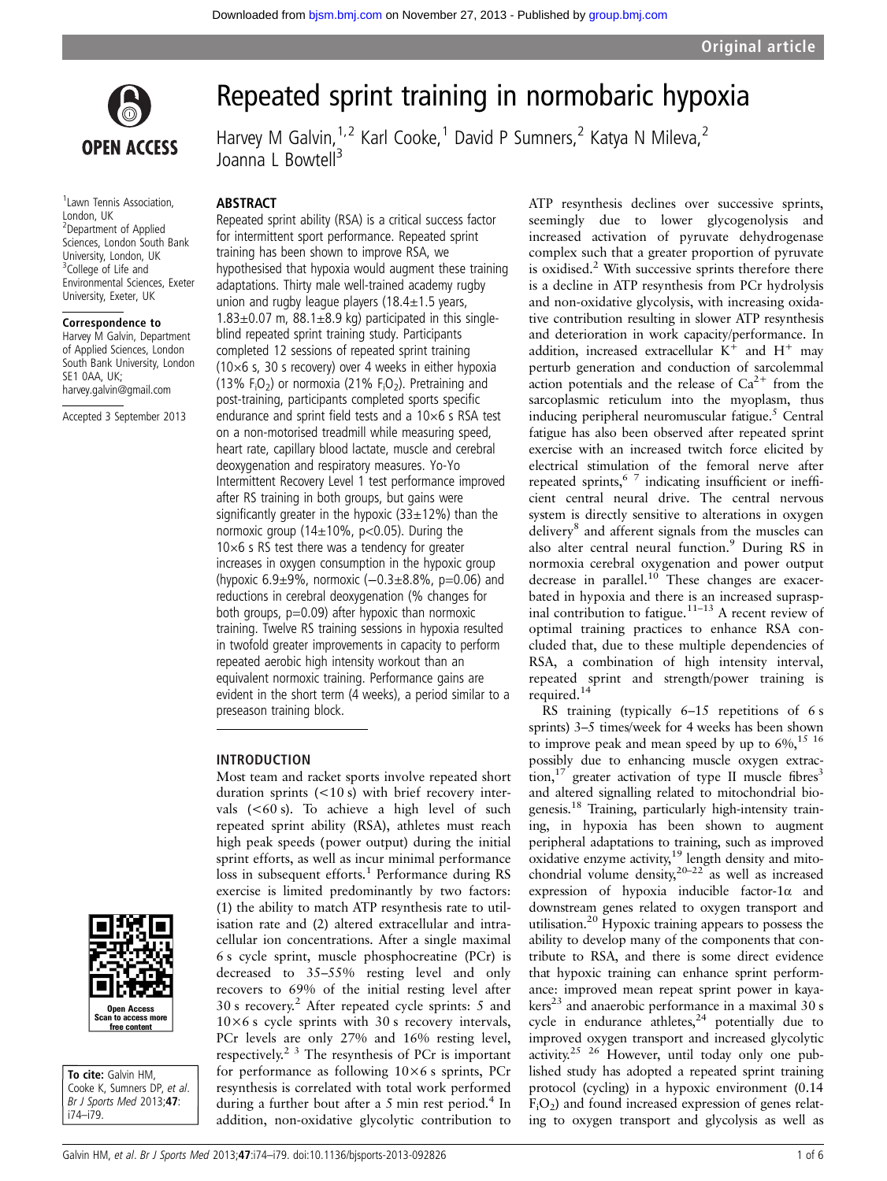# Repeated sprint training in normobaric hypoxia

Harvey M Galvin,[1,2] Karl Cooke,[1] David P Sumners,[2] Katya N Mileva,[2] Joanna L Bowtell[3]

[1]Lawn Tennis Association, London, UK
[2]Department of Applied Sciences, London South Bank University, London, UK
[3]College of Life and Environmental Sciences, Exeter University, Exeter, UK

**Correspondence to**
Harvey M Galvin, Department of Applied Sciences, London South Bank University, London SE1 0AA, UK; harvey.galvin@gmail.com

Accepted 3 September 2013

**To cite:** Galvin HM, Cooke K, Sumners DP, *et al*. *Br J Sports Med* 2013;**47**: i74–i79.

## ABSTRACT

Repeated sprint ability (RSA) is a critical success factor for intermittent sport performance. Repeated sprint training has been shown to improve RSA, we hypothesised that hypoxia would augment these training adaptations. Thirty male well-trained academy rugby union and rugby league players (18.4±1.5 years, 1.83±0.07 m, 88.1±8.9 kg) participated in this single-blind repeated sprint training study. Participants completed 12 sessions of repeated sprint training (10×6 s, 30 s recovery) over 4 weeks in either hypoxia (13% $F_iO_2$) or normoxia (21% $F_iO_2$). Pretraining and post-training, participants completed sports specific endurance and sprint field tests and a 10×6 s RSA test on a non-motorised treadmill while measuring speed, heart rate, capillary blood lactate, muscle and cerebral deoxygenation and respiratory measures. Yo-Yo Intermittent Recovery Level 1 test performance improved after RS training in both groups, but gains were significantly greater in the hypoxic (33±12%) than the normoxic group (14±10%, p<0.05). During the 10×6 s RS test there was a tendency for greater increases in oxygen consumption in the hypoxic group (hypoxic 6.9±9%, normoxic (−0.3±8.8%, p=0.06) and reductions in cerebral deoxygenation (% changes for both groups, p=0.09) after hypoxic than normoxic training. Twelve RS training sessions in hypoxia resulted in twofold greater improvements in capacity to perform repeated aerobic high intensity workout than an equivalent normoxic training. Performance gains are evident in the short term (4 weeks), a period similar to a preseason training block.

## INTRODUCTION

Most team and racket sports involve repeated short duration sprints (<10 s) with brief recovery intervals (<60 s). To achieve a high level of such repeated sprint ability (RSA), athletes must reach high peak speeds (power output) during the initial sprint efforts, as well as incur minimal performance loss in subsequent efforts.[1] Performance during RS exercise is limited predominantly by two factors: (1) the ability to match ATP resynthesis rate to utilisation rate and (2) altered extracellular and intracellular ion concentrations. After a single maximal 6 s cycle sprint, muscle phosphocreatine (PCr) is decreased to 35–55% resting level and only recovers to 69% of the initial resting level after 30 s recovery.[2] After repeated cycle sprints: 5 and 10×6 s cycle sprints with 30 s recovery intervals, PCr levels are only 27% and 16% resting level, respectively.[2,3] The resynthesis of PCr is important for performance as following 10×6 s sprints, PCr resynthesis is correlated with total work performed during a further bout after a 5 min rest period.[4] In addition, non-oxidative glycolytic contribution to ATP resynthesis declines over successive sprints, seemingly due to lower glycogenolysis and increased activation of pyruvate dehydrogenase complex such that a greater proportion of pyruvate is oxidised.[2] With successive sprints therefore there is a decline in ATP resynthesis from PCr hydrolysis and non-oxidative glycolysis, with increasing oxidative contribution resulting in slower ATP resynthesis and deterioration in work capacity/performance. In addition, increased extracellular $K^+$ and $H^+$ may perturb generation and conduction of sarcolemmal action potentials and the release of $Ca^{2+}$ from the sarcoplasmic reticulum into the myoplasm, thus inducing peripheral neuromuscular fatigue.[5] Central fatigue has also been observed after repeated sprint exercise with an increased twitch force elicited by electrical stimulation of the femoral nerve after repeated sprints,[6,7] indicating insufficient or inefficient central neural drive. The central nervous system is directly sensitive to alterations in oxygen delivery[8] and afferent signals from the muscles can also alter central neural function.[9] During RS in normoxia cerebral oxygenation and power output decrease in parallel.[10] These changes are exacerbated in hypoxia and there is an increased supraspinal contribution to fatigue.[11–13] A recent review of optimal training practices to enhance RSA concluded that, due to these multiple dependencies of RSA, a combination of high intensity interval, repeated sprint and strength/power training is required.[14]

RS training (typically 6–15 repetitions of 6 s sprints) 3–5 times/week for 4 weeks has been shown to improve peak and mean speed by up to 6%,[15,16] possibly due to enhancing muscle oxygen extraction,[17] greater activation of type II muscle fibres[3] and altered signalling related to mitochondrial biogenesis.[18] Training, particularly high-intensity training, in hypoxia has been shown to augment peripheral adaptations to training, such as improved oxidative enzyme activity,[19] length density and mitochondrial volume density,[20–22] as well as increased expression of hypoxia inducible factor-1α and downstream genes related to oxygen transport and utilisation.[20] Hypoxic training appears to possess the ability to develop many of the components that contribute to RSA, and there is some direct evidence that hypoxic training can enhance sprint performance: improved mean repeat sprint power in kayakers[23] and anaerobic performance in a maximal 30 s cycle in endurance athletes,[24] potentially due to improved oxygen transport and increased glycolytic activity.[25,26] However, until today only one published study has adopted a repeated sprint training protocol (cycling) in a hypoxic environment (0.14 $F_iO_2$) and found increased expression of genes relating to oxygen transport and glycolysis as well as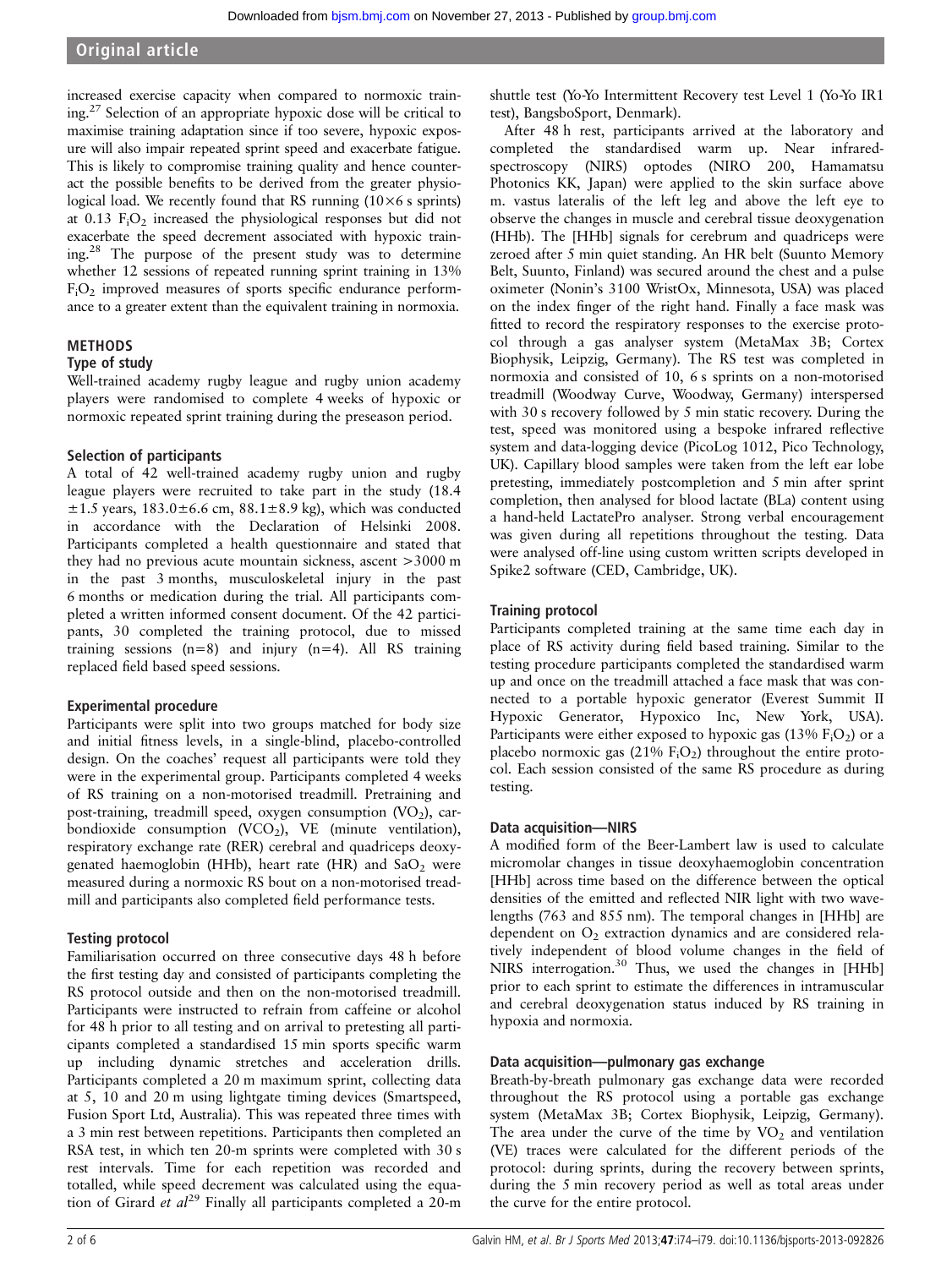increased exercise capacity when compared to normoxic training.[27] Selection of an appropriate hypoxic dose will be critical to maximise training adaptation since if too severe, hypoxic exposure will also impair repeated sprint speed and exacerbate fatigue. This is likely to compromise training quality and hence counteract the possible benefits to be derived from the greater physiological load. We recently found that RS running (10×6 s sprints) at 0.13 $F_iO_2$ increased the physiological responses but did not exacerbate the speed decrement associated with hypoxic training.[28] The purpose of the present study was to determine whether 12 sessions of repeated running sprint training in 13% $F_iO_2$ improved measures of sports specific endurance performance to a greater extent than the equivalent training in normoxia.

## METHODS

### Type of study

Well-trained academy rugby league and rugby union academy players were randomised to complete 4 weeks of hypoxic or normoxic repeated sprint training during the preseason period.

### Selection of participants

A total of 42 well-trained academy rugby union and rugby league players were recruited to take part in the study (18.4 ±1.5 years, 183.0±6.6 cm, 88.1±8.9 kg), which was conducted in accordance with the Declaration of Helsinki 2008. Participants completed a health questionnaire and stated that they had no previous acute mountain sickness, ascent >3000 m in the past 3 months, musculoskeletal injury in the past 6 months or medication during the trial. All participants completed a written informed consent document. Of the 42 participants, 30 completed the training protocol, due to missed training sessions (n=8) and injury (n=4). All RS training replaced field based speed sessions.

### Experimental procedure

Participants were split into two groups matched for body size and initial fitness levels, in a single-blind, placebo-controlled design. On the coaches' request all participants were told they were in the experimental group. Participants completed 4 weeks of RS training on a non-motorised treadmill. Pretraining and post-training, treadmill speed, oxygen consumption ($VO_2$), carbondioxide consumption ($VCO_2$), VE (minute ventilation), respiratory exchange rate (RER) cerebral and quadriceps deoxygenated haemoglobin (HHb), heart rate (HR) and $SaO_2$ were measured during a normoxic RS bout on a non-motorised treadmill and participants also completed field performance tests.

### Testing protocol

Familiarisation occurred on three consecutive days 48 h before the first testing day and consisted of participants completing the RS protocol outside and then on the non-motorised treadmill. Participants were instructed to refrain from caffeine or alcohol for 48 h prior to all testing and on arrival to pretesting all participants completed a standardised 15 min sports specific warm up including dynamic stretches and acceleration drills. Participants completed a 20 m maximum sprint, collecting data at 5, 10 and 20 m using lightgate timing devices (Smartspeed, Fusion Sport Ltd, Australia). This was repeated three times with a 3 min rest between repetitions. Participants then completed an RSA test, in which ten 20-m sprints were completed with 30 s rest intervals. Time for each repetition was recorded and totalled, while speed decrement was calculated using the equation of Girard *et al*[29] Finally all participants completed a 20-m shuttle test (Yo-Yo Intermittent Recovery test Level 1 (Yo-Yo IR1 test), BangsboSport, Denmark).

After 48 h rest, participants arrived at the laboratory and completed the standardised warm up. Near infrared-spectroscopy (NIRS) optodes (NIRO 200, Hamamatsu Photonics KK, Japan) were applied to the skin surface above m. vastus lateralis of the left leg and above the left eye to observe the changes in muscle and cerebral tissue deoxygenation (HHb). The [HHb] signals for cerebrum and quadriceps were zeroed after 5 min quiet standing. An HR belt (Suunto Memory Belt, Suunto, Finland) was secured around the chest and a pulse oximeter (Nonin's 3100 WristOx, Minnesota, USA) was placed on the index finger of the right hand. Finally a face mask was fitted to record the respiratory responses to the exercise protocol through a gas analyser system (MetaMax 3B; Cortex Biophysik, Leipzig, Germany). The RS test was completed in normoxia and consisted of 10, 6 s sprints on a non-motorised treadmill (Woodway Curve, Woodway, Germany) interspersed with 30 s recovery followed by 5 min static recovery. During the test, speed was monitored using a bespoke infrared reflective system and data-logging device (PicoLog 1012, Pico Technology, UK). Capillary blood samples were taken from the left ear lobe pretesting, immediately postcompletion and 5 min after sprint completion, then analysed for blood lactate (BLa) content using a hand-held LactatePro analyser. Strong verbal encouragement was given during all repetitions throughout the testing. Data were analysed off-line using custom written scripts developed in Spike2 software (CED, Cambridge, UK).

### Training protocol

Participants completed training at the same time each day in place of RS activity during field based training. Similar to the testing procedure participants completed the standardised warm up and once on the treadmill attached a face mask that was connected to a portable hypoxic generator (Everest Summit II Hypoxic Generator, Hypoxico Inc, New York, USA). Participants were either exposed to hypoxic gas (13% $F_iO_2$) or a placebo normoxic gas (21% $F_iO_2$) throughout the entire protocol. Each session consisted of the same RS procedure as during testing.

### Data acquisition—NIRS

A modified form of the Beer-Lambert law is used to calculate micromolar changes in tissue deoxyhaemoglobin concentration [HHb] across time based on the difference between the optical densities of the emitted and reflected NIR light with two wavelengths (763 and 855 nm). The temporal changes in [HHb] are dependent on $O_2$ extraction dynamics and are considered relatively independent of blood volume changes in the field of NIRS interrogation.[30] Thus, we used the changes in [HHb] prior to each sprint to estimate the differences in intramuscular and cerebral deoxygenation status induced by RS training in hypoxia and normoxia.

### Data acquisition—pulmonary gas exchange

Breath-by-breath pulmonary gas exchange data were recorded throughout the RS protocol using a portable gas exchange system (MetaMax 3B; Cortex Biophysik, Leipzig, Germany). The area under the curve of the time by $VO_2$ and ventilation (VE) traces were calculated for the different periods of the protocol: during sprints, during the recovery between sprints, during the 5 min recovery period as well as total areas under the curve for the entire protocol.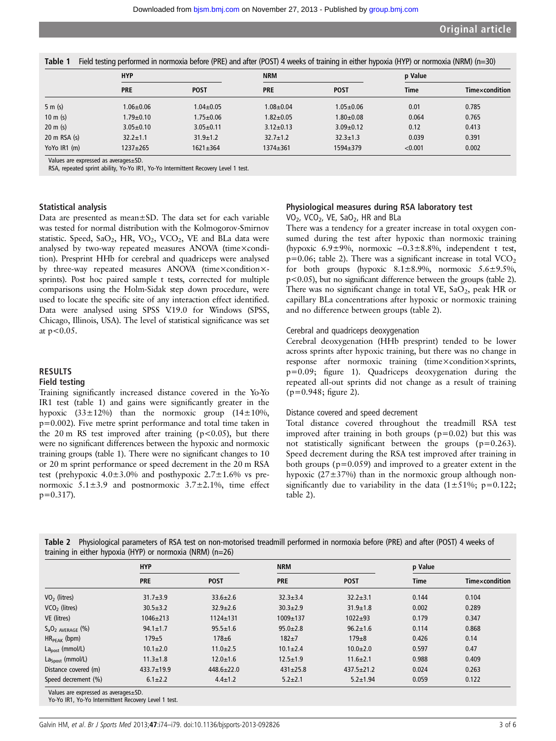**Table 1** Field testing performed in normoxia before (PRE) and after (POST) 4 weeks of training in either hypoxia (HYP) or normoxia (NRM) (n=30)

| | HYP | | NRM | | p Value | |
|---|---|---|---|---|---|---|
| | PRE | POST | PRE | POST | Time | Time×condition |
| 5 m (s) | 1.06±0.06 | 1.04±0.05 | 1.08±0.04 | 1.05±0.06 | 0.01 | 0.785 |
| 10 m (s) | 1.79±0.10 | 1.75±0.06 | 1.82±0.05 | 1.80±0.08 | 0.064 | 0.765 |
| 20 m (s) | 3.05±0.10 | 3.05±0.11 | 3.12±0.13 | 3.09±0.12 | 0.12 | 0.413 |
| 20 m RSA (s) | 32.2±1.1 | 31.9±1.2 | 32.7±1.2 | 32.3±1.3 | 0.039 | 0.391 |
| YoYo IR1 (m) | 1237±265 | 1621±364 | 1374±361 | 1594±379 | <0.001 | 0.002 |

Values are expressed as averages±SD.
RSA, repeated sprint ability, Yo-Yo IR1, Yo-Yo Intermittent Recovery Level 1 test.

### Statistical analysis

Data are presented as mean±SD. The data set for each variable was tested for normal distribution with the Kolmogorov-Smirnov statistic. Speed, $SaO_2$, HR, $VO_2$, $VCO_2$, VE and BLa data were analysed by two-way repeated measures ANOVA (time×condition). Presprint HHb for cerebral and quadriceps were analysed by three-way repeated measures ANOVA (time×condition×sprints). Post hoc paired sample t tests, corrected for multiple comparisons using the Holm-Sidak step down procedure, were used to locate the specific site of any interaction effect identified. Data were analysed using SPSS V.19.0 for Windows (SPSS, Chicago, Illinois, USA). The level of statistical significance was set at $p<0.05$.

## RESULTS

### Field testing

Training significantly increased distance covered in the Yo-Yo IR1 test (table 1) and gains were significantly greater in the hypoxic (33±12%) than the normoxic group (14±10%, p=0.002). Five metre sprint performance and total time taken in the 20 m RS test improved after training ($p<0.05$), but there were no significant differences between the hypoxic and normoxic training groups (table 1). There were no significant changes to 10 or 20 m sprint performance or speed decrement in the 20 m RSA test (prehypoxic 4.0±3.0% and posthypoxic 2.7±1.6% vs prenormoxic 5.1±3.9 and postnormoxic 3.7±2.1%, time effect p=0.317).

### Physiological measures during RSA laboratory test

$VO_2$, $VCO_2$, VE, $SaO_2$, HR and BLa

There was a tendency for a greater increase in total oxygen consumed during the test after hypoxic than normoxic training (hypoxic 6.9±9%, normoxic −0.3±8.8%, independent t test, p=0.06; table 2). There was a significant increase in total $VCO_2$ for both groups (hypoxic 8.1±8.9%, normoxic 5.6±9.5%, $p<0.05$), but no significant difference between the groups (table 2). There was no significant change in total VE, $SaO_2$, peak HR or capillary BLa concentrations after hypoxic or normoxic training and no difference between groups (table 2).

Cerebral and quadriceps deoxygenation

Cerebral deoxygenation (HHb presprint) tended to be lower across sprints after hypoxic training, but there was no change in response after normoxic training (time×condition×sprints, p=0.09; figure 1). Quadriceps deoxygenation during the repeated all-out sprints did not change as a result of training (p=0.948; figure 2).

Distance covered and speed decrement

Total distance covered throughout the treadmill RSA test improved after training in both groups (p=0.02) but this was not statistically significant between the groups (p=0.263). Speed decrement during the RSA test improved after training in both groups (p=0.059) and improved to a greater extent in the hypoxic (27±37%) than in the normoxic group although non-significantly due to variability in the data (1±51%; p=0.122; table 2).

**Table 2** Physiological parameters of RSA test on non-motorised treadmill performed in normoxia before (PRE) and after (POST) 4 weeks of training in either hypoxia (HYP) or normoxia (NRM) (n=26)

| | HYP | | NRM | | p Value | |
|---|---|---|---|---|---|---|
| | PRE | POST | PRE | POST | Time | Time×condition |
| $VO_2$ (litres) | 31.7±3.9 | 33.6±2.6 | 32.3±3.4 | 32.2±3.1 | 0.144 | 0.104 |
| $VCO_2$ (litres) | 30.5±3.2 | 32.9±2.6 | 30.3±2.9 | 31.9±1.8 | 0.002 | 0.289 |
| VE (litres) | 1046±213 | 1124±131 | 1009±137 | 1022±93 | 0.179 | 0.347 |
| $S_aO_{2\ AVERAGE}$ (%) | 94.1±1.7 | 95.5±1.6 | 95.0±2.8 | 96.2±1.6 | 0.114 | 0.868 |
| $HR_{PEAK}$ (bpm) | 179±5 | 178±6 | 182±7 | 179±8 | 0.426 | 0.14 |
| $La_{post}$ (mmol/L) | 10.1±2.0 | 11.0±2.5 | 10.1±2.4 | 10.0±2.0 | 0.597 | 0.47 |
| $La_{5post}$ (mmol/L) | 11.3±1.8 | 12.0±1.6 | 12.5±1.9 | 11.6±2.1 | 0.988 | 0.409 |
| Distance covered (m) | 433.7±19.9 | 448.6±22.0 | 431±25.8 | 437.5±21.2 | 0.024 | 0.263 |
| Speed decrement (%) | 6.1±2.2 | 4.4±1.2 | 5.2±2.1 | 5.2±1.94 | 0.059 | 0.122 |

Values are expressed as averages±SD.
Yo-Yo IR1, Yo-Yo Intermittent Recovery Level 1 test.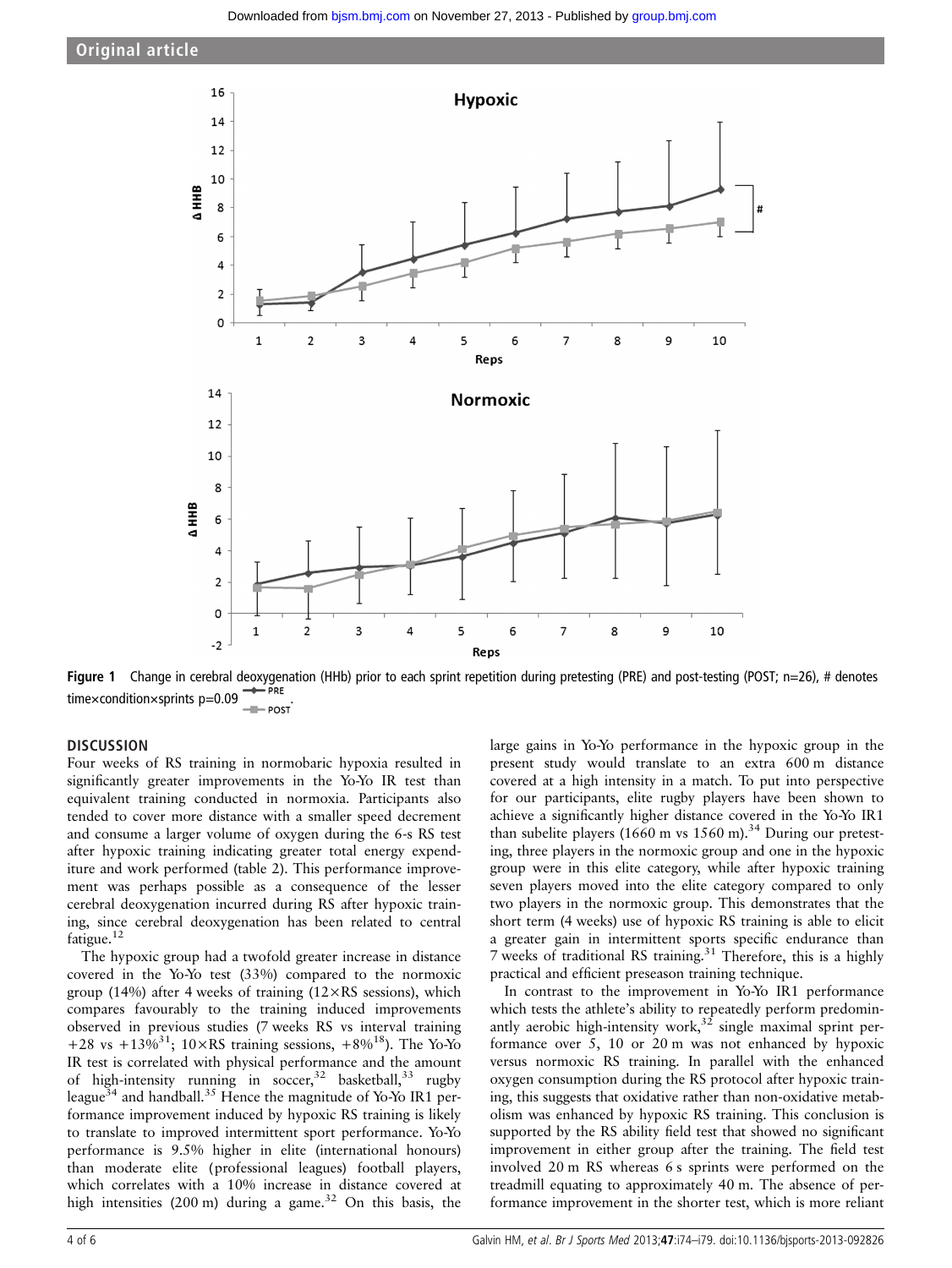Figure 1 Change in cerebral deoxygenation (HHb) prior to each sprint repetition during pretesting (PRE) and post-testing (POST; n=26), # denotes time×condition×sprints p=0.09.

## DISCUSSION

Four weeks of RS training in normobaric hypoxia resulted in significantly greater improvements in the Yo-Yo IR test than equivalent training conducted in normoxia. Participants also tended to cover more distance with a smaller speed decrement and consume a larger volume of oxygen during the 6-s RS test after hypoxic training indicating greater total energy expenditure and work performed (table 2). This performance improvement was perhaps possible as a consequence of the lesser cerebral deoxygenation incurred during RS after hypoxic training, since cerebral deoxygenation has been related to central fatigue.[12]

The hypoxic group had a twofold greater increase in distance covered in the Yo-Yo test (33%) compared to the normoxic group (14%) after 4 weeks of training (12×RS sessions), which compares favourably to the training induced improvements observed in previous studies (7 weeks RS vs interval training +28 vs +13%[31]; 10×RS training sessions, +8%[18]). The Yo-Yo IR test is correlated with physical performance and the amount of high-intensity running in soccer,[32] basketball,[33] rugby league[34] and handball.[35] Hence the magnitude of Yo-Yo IR1 performance improvement induced by hypoxic RS training is likely to translate to improved intermittent sport performance. Yo-Yo performance is 9.5% higher in elite (international honours) than moderate elite (professional leagues) football players, which correlates with a 10% increase in distance covered at high intensities (200 m) during a game.[32] On this basis, the large gains in Yo-Yo performance in the hypoxic group in the present study would translate to an extra 600 m distance covered at a high intensity in a match. To put into perspective for our participants, elite rugby players have been shown to achieve a significantly higher distance covered in the Yo-Yo IR1 than subelite players (1660 m vs 1560 m).[34] During our pretesting, three players in the normoxic group and one in the hypoxic group were in this elite category, while after hypoxic training seven players moved into the elite category compared to only two players in the normoxic group. This demonstrates that the short term (4 weeks) use of hypoxic RS training is able to elicit a greater gain in intermittent sports specific endurance than 7 weeks of traditional RS training.[31] Therefore, this is a highly practical and efficient preseason training technique.

In contrast to the improvement in Yo-Yo IR1 performance which tests the athlete's ability to repeatedly perform predominantly aerobic high-intensity work,[32] single maximal sprint performance over 5, 10 or 20 m was not enhanced by hypoxic versus normoxic RS training. In parallel with the enhanced oxygen consumption during the RS protocol after hypoxic training, this suggests that oxidative rather than non-oxidative metabolism was enhanced by hypoxic RS training. This conclusion is supported by the RS ability field test that showed no significant improvement in either group after the training. The field test involved 20 m RS whereas 6 s sprints were performed on the treadmill equating to approximately 40 m. The absence of performance improvement in the shorter test, which is more reliant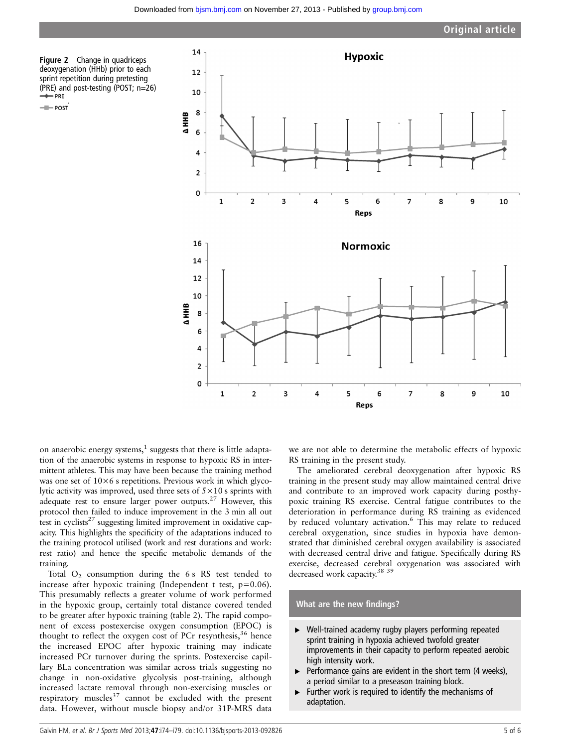Figure 2 Change in quadriceps deoxygenation (HHb) prior to each sprint repetition during pretesting (PRE) and post-testing (POST; n=26)

on anaerobic energy systems,[1] suggests that there is little adaptation of the anaerobic systems in response to hypoxic RS in intermittent athletes. This may have been because the training method was one set of 10×6 s repetitions. Previous work in which glycolytic activity was improved, used three sets of 5×10 s sprints with adequate rest to ensure larger power outputs.[27] However, this protocol then failed to induce improvement in the 3 min all out test in cyclists[27] suggesting limited improvement in oxidative capacity. This highlights the specificity of the adaptations induced to the training protocol utilised (work and rest durations and work: rest ratio) and hence the specific metabolic demands of the training.

Total $O_2$ consumption during the 6 s RS test tended to increase after hypoxic training (Independent t test, p=0.06). This presumably reflects a greater volume of work performed in the hypoxic group, certainly total distance covered tended to be greater after hypoxic training (table 2). The rapid component of excess postexercise oxygen consumption (EPOC) is thought to reflect the oxygen cost of PCr resynthesis,[36] hence the increased EPOC after hypoxic training may indicate increased PCr turnover during the sprints. Postexercise capillary BLa concentration was similar across trials suggesting no change in non-oxidative glycolysis post-training, although increased lactate removal through non-exercising muscles or respiratory muscles[37] cannot be excluded with the present data. However, without muscle biopsy and/or 31P-MRS data we are not able to determine the metabolic effects of hypoxic RS training in the present study.

The ameliorated cerebral deoxygenation after hypoxic RS training in the present study may allow maintained central drive and contribute to an improved work capacity during posthypoxic training RS exercise. Central fatigue contributes to the deterioration in performance during RS training as evidenced by reduced voluntary activation.[6] This may relate to reduced cerebral oxygenation, since studies in hypoxia have demonstrated that diminished cerebral oxygen availability is associated with decreased central drive and fatigue. Specifically during RS exercise, decreased cerebral oxygenation was associated with decreased work capacity.[38 39]

### What are the new findings?

- Well-trained academy rugby players performing repeated sprint training in hypoxia achieved twofold greater improvements in their capacity to perform repeated aerobic high intensity work.
- Performance gains are evident in the short term (4 weeks), a period similar to a preseason training block.
- Further work is required to identify the mechanisms of adaptation.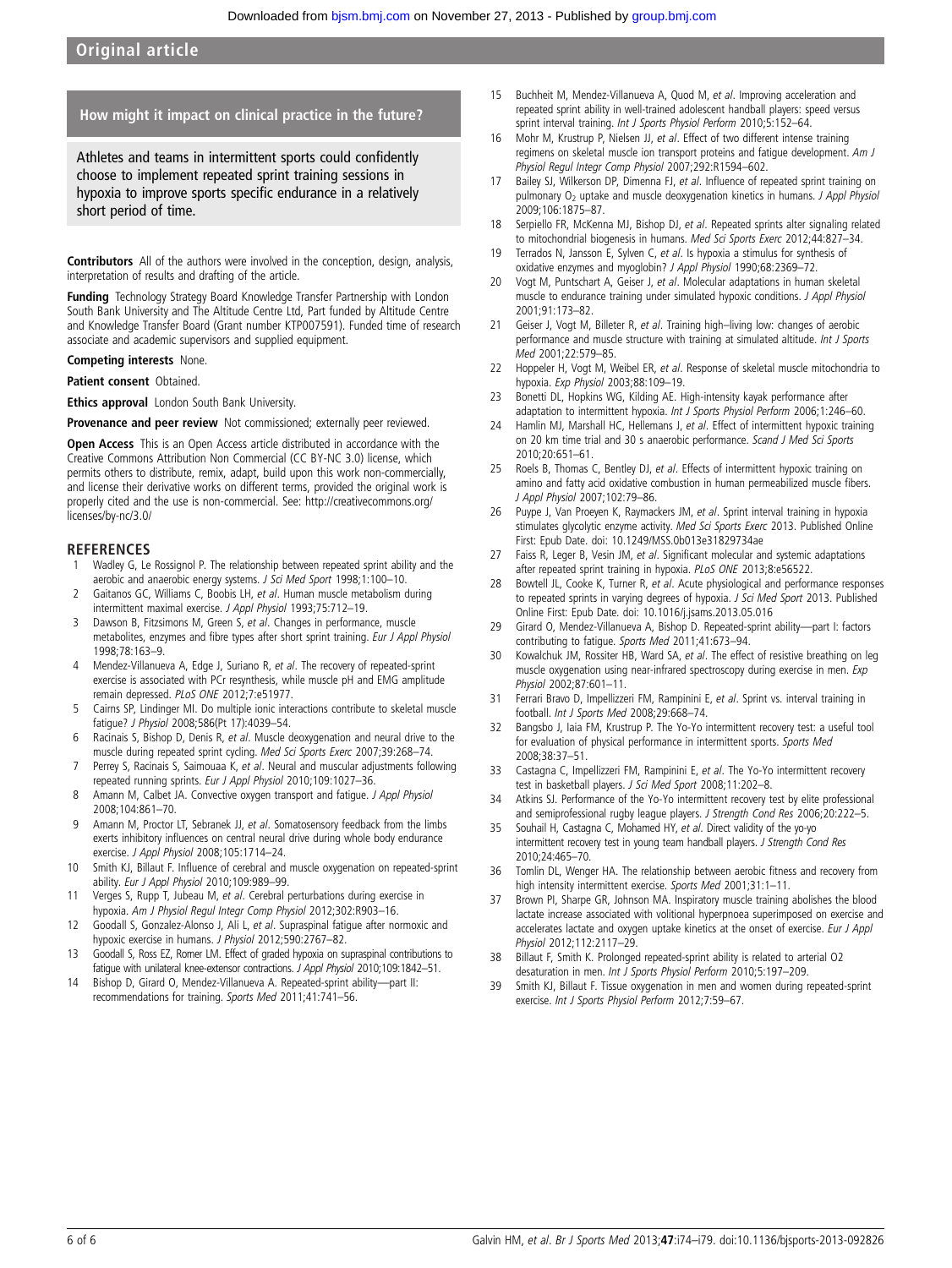## How might it impact on clinical practice in the future?

Athletes and teams in intermittent sports could confidently choose to implement repeated sprint training sessions in hypoxia to improve sports specific endurance in a relatively short period of time.

**Contributors** All of the authors were involved in the conception, design, analysis, interpretation of results and drafting of the article.

**Funding** Technology Strategy Board Knowledge Transfer Partnership with London South Bank University and The Altitude Centre Ltd, Part funded by Altitude Centre and Knowledge Transfer Board (Grant number KTP007591). Funded time of research associate and academic supervisors and supplied equipment.

**Competing interests** None.

**Patient consent** Obtained.

**Ethics approval** London South Bank University.

**Provenance and peer review** Not commissioned; externally peer reviewed.

**Open Access** This is an Open Access article distributed in accordance with the Creative Commons Attribution Non Commercial (CC BY-NC 3.0) license, which permits others to distribute, remix, adapt, build upon this work non-commercially, and license their derivative works on different terms, provided the original work is properly cited and the use is non-commercial. See: http://creativecommons.org/licenses/by-nc/3.0/

## REFERENCES

1. Wadley G, Le Rossignol P. The relationship between repeated sprint ability and the aerobic and anaerobic energy systems. *J Sci Med Sport* 1998;1:100–10.
2. Gaitanos GC, Williams C, Boobis LH, *et al*. Human muscle metabolism during intermittent maximal exercise. *J Appl Physiol* 1993;75:712–19.
3. Dawson B, Fitzsimons M, Green S, *et al*. Changes in performance, muscle metabolites, enzymes and fibre types after short sprint training. *Eur J Appl Physiol* 1998;78:163–9.
4. Mendez-Villanueva A, Edge J, Suriano R, *et al*. The recovery of repeated-sprint exercise is associated with PCr resynthesis, while muscle pH and EMG amplitude remain depressed. *PLoS ONE* 2012;7:e51977.
5. Cairns SP, Lindinger MI. Do multiple ionic interactions contribute to skeletal muscle fatigue? *J Physiol* 2008;586(Pt 17):4039–54.
6. Racinais S, Bishop D, Denis R, *et al*. Muscle deoxygenation and neural drive to the muscle during repeated sprint cycling. *Med Sci Sports Exerc* 2007;39:268–74.
7. Perrey S, Racinais S, Saimouaa K, *et al*. Neural and muscular adjustments following repeated running sprints. *Eur J Appl Physiol* 2010;109:1027–36.
8. Amann M, Calbet JA. Convective oxygen transport and fatigue. *J Appl Physiol* 2008;104:861–70.
9. Amann M, Proctor LT, Sebranek JJ, *et al*. Somatosensory feedback from the limbs exerts inhibitory influences on central neural drive during whole body endurance exercise. *J Appl Physiol* 2008;105:1714–24.
10. Smith KJ, Billaut F. Influence of cerebral and muscle oxygenation on repeated-sprint ability. *Eur J Appl Physiol* 2010;109:989–99.
11. Verges S, Rupp T, Jubeau M, *et al*. Cerebral perturbations during exercise in hypoxia. *Am J Physiol Regul Integr Comp Physiol* 2012;302:R903–16.
12. Goodall S, Gonzalez-Alonso J, Ali L, *et al*. Supraspinal fatigue after normoxic and hypoxic exercise in humans. *J Physiol* 2012;590:2767–82.
13. Goodall S, Ross EZ, Romer LM. Effect of graded hypoxia on supraspinal contributions to fatigue with unilateral knee-extensor contractions. *J Appl Physiol* 2010;109:1842–51.
14. Bishop D, Girard O, Mendez-Villanueva A. Repeated-sprint ability—part II: recommendations for training. *Sports Med* 2011;41:741–56.
15. Buchheit M, Mendez-Villanueva A, Quod M, *et al*. Improving acceleration and repeated sprint ability in well-trained adolescent handball players: speed versus sprint interval training. *Int J Sports Physiol Perform* 2010;5:152–64.
16. Mohr M, Krustrup P, Nielsen JJ, *et al*. Effect of two different intense training regimens on skeletal muscle ion transport proteins and fatigue development. *Am J Physiol Regul Integr Comp Physiol* 2007;292:R1594–602.
17. Bailey SJ, Wilkerson DP, Dimenna FJ, *et al*. Influence of repeated sprint training on pulmonary $O_2$ uptake and muscle deoxygenation kinetics in humans. *J Appl Physiol* 2009;106:1875–87.
18. Serpiello FR, McKenna MJ, Bishop DJ, *et al*. Repeated sprints alter signaling related to mitochondrial biogenesis in humans. *Med Sci Sports Exerc* 2012;44:827–34.
19. Terrados N, Jansson E, Sylven C, *et al*. Is hypoxia a stimulus for synthesis of oxidative enzymes and myoglobin? *J Appl Physiol* 1990;68:2369–72.
20. Vogt M, Puntschart A, Geiser J, *et al*. Molecular adaptations in human skeletal muscle to endurance training under simulated hypoxic conditions. *J Appl Physiol* 2001;91:173–82.
21. Geiser J, Vogt M, Billeter R, *et al*. Training high–living low: changes of aerobic performance and muscle structure with training at simulated altitude. *Int J Sports Med* 2001;22:579–85.
22. Hoppeler H, Vogt M, Weibel ER, *et al*. Response of skeletal muscle mitochondria to hypoxia. *Exp Physiol* 2003;88:109–19.
23. Bonetti DL, Hopkins WG, Kilding AE. High-intensity kayak performance after adaptation to intermittent hypoxia. *Int J Sports Physiol Perform* 2006;1:246–60.
24. Hamlin MJ, Marshall HC, Hellemans J, *et al*. Effect of intermittent hypoxic training on 20 km time trial and 30 s anaerobic performance. *Scand J Med Sci Sports* 2010;20:651–61.
25. Roels B, Thomas C, Bentley DJ, *et al*. Effects of intermittent hypoxic training on amino and fatty acid oxidative combustion in human permeabilized muscle fibers. *J Appl Physiol* 2007;102:79–86.
26. Puype J, Van Proeyen K, Raymackers JM, *et al*. Sprint interval training in hypoxia stimulates glycolytic enzyme activity. *Med Sci Sports Exerc* 2013. Published Online First: Epub Date. doi: 10.1249/MSS.0b013e31829734ae
27. Faiss R, Leger B, Vesin JM, *et al*. Significant molecular and systemic adaptations after repeated sprint training in hypoxia. *PLoS ONE* 2013;8:e56522.
28. Bowtell JL, Cooke K, Turner R, *et al*. Acute physiological and performance responses to repeated sprints in varying degrees of hypoxia. *J Sci Med Sport* 2013. Published Online First: Epub Date. doi: 10.1016/j.jsams.2013.05.016
29. Girard O, Mendez-Villanueva A, Bishop D. Repeated-sprint ability—part I: factors contributing to fatigue. *Sports Med* 2011;41:673–94.
30. Kowalchuk JM, Rossiter HB, Ward SA, *et al*. The effect of resistive breathing on leg muscle oxygenation using near-infrared spectroscopy during exercise in men. *Exp Physiol* 2002;87:601–11.
31. Ferrari Bravo D, Impellizzeri FM, Rampinini E, *et al*. Sprint vs. interval training in football. *Int J Sports Med* 2008;29:668–74.
32. Bangsbo J, Iaia FM, Krustrup P. The Yo-Yo intermittent recovery test: a useful tool for evaluation of physical performance in intermittent sports. *Sports Med* 2008;38:37–51.
33. Castagna C, Impellizzeri FM, Rampinini E, *et al*. The Yo-Yo intermittent recovery test in basketball players. *J Sci Med Sport* 2008;11:202–8.
34. Atkins SJ. Performance of the Yo-Yo intermittent recovery test by elite professional and semiprofessional rugby league players. *J Strength Cond Res* 2006;20:222–5.
35. Souhail H, Castagna C, Mohamed HY, *et al*. Direct validity of the yo-yo intermittent recovery test in young team handball players. *J Strength Cond Res* 2010;24:465–70.
36. Tomlin DL, Wenger HA. The relationship between aerobic fitness and recovery from high intensity intermittent exercise. *Sports Med* 2001;31:1–11.
37. Brown PI, Sharpe GR, Johnson MA. Inspiratory muscle training abolishes the blood lactate increase associated with volitional hyperpnoea superimposed on exercise and accelerates lactate and oxygen uptake kinetics at the onset of exercise. *Eur J Appl Physiol* 2012;112:2117–29.
38. Billaut F, Smith K. Prolonged repeated-sprint ability is related to arterial O2 desaturation in men. *Int J Sports Physiol Perform* 2010;5:197–209.
39. Smith KJ, Billaut F. Tissue oxygenation in men and women during repeated-sprint exercise. *Int J Sports Physiol Perform* 2012;7:59–67.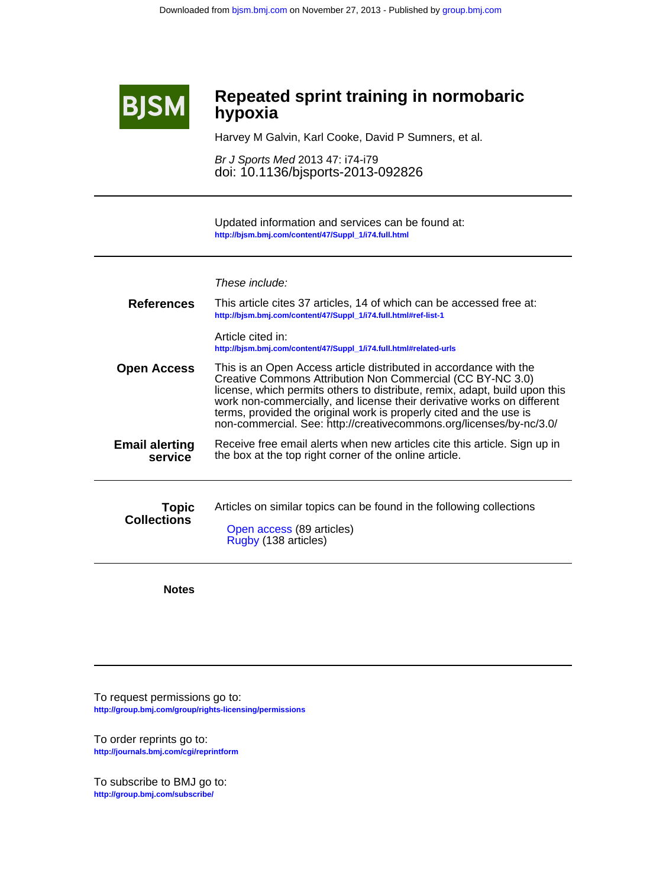Downloaded from bjsm.bmj.com on November 27, 2013 - Published by group.bmj.com

**BJSM**

# Repeated sprint training in normobaric hypoxia

Harvey M Galvin, Karl Cooke, David P Sumners, et al.

*Br J Sports Med* 2013 47: i74-i79
doi: 10.1136/bjsports-2013-092826

---

Updated information and services can be found at:
**http://bjsm.bmj.com/content/47/Suppl_1/i74.full.html**

---

*These include:*

**References**

This article cites 37 articles, 14 of which can be accessed free at:
**http://bjsm.bmj.com/content/47/Suppl_1/i74.full.html#ref-list-1**

Article cited in:
**http://bjsm.bmj.com/content/47/Suppl_1/i74.full.html#related-urls**

**Open Access**

This is an Open Access article distributed in accordance with the Creative Commons Attribution Non Commercial (CC BY-NC 3.0) license, which permits others to distribute, remix, adapt, build upon this work non-commercially, and license their derivative works on different terms, provided the original work is properly cited and the use is non-commercial. See: http://creativecommons.org/licenses/by-nc/3.0/

**Email alerting service**

Receive free email alerts when new articles cite this article. Sign up in the box at the top right corner of the online article.

---

**Topic Collections**

Articles on similar topics can be found in the following collections

- Open access (89 articles)
- Rugby (138 articles)

---

**Notes**

---

To request permissions go to:
**http://group.bmj.com/group/rights-licensing/permissions**

To order reprints go to:
**http://journals.bmj.com/cgi/reprintform**

To subscribe to BMJ go to:
**http://group.bmj.com/subscribe/**